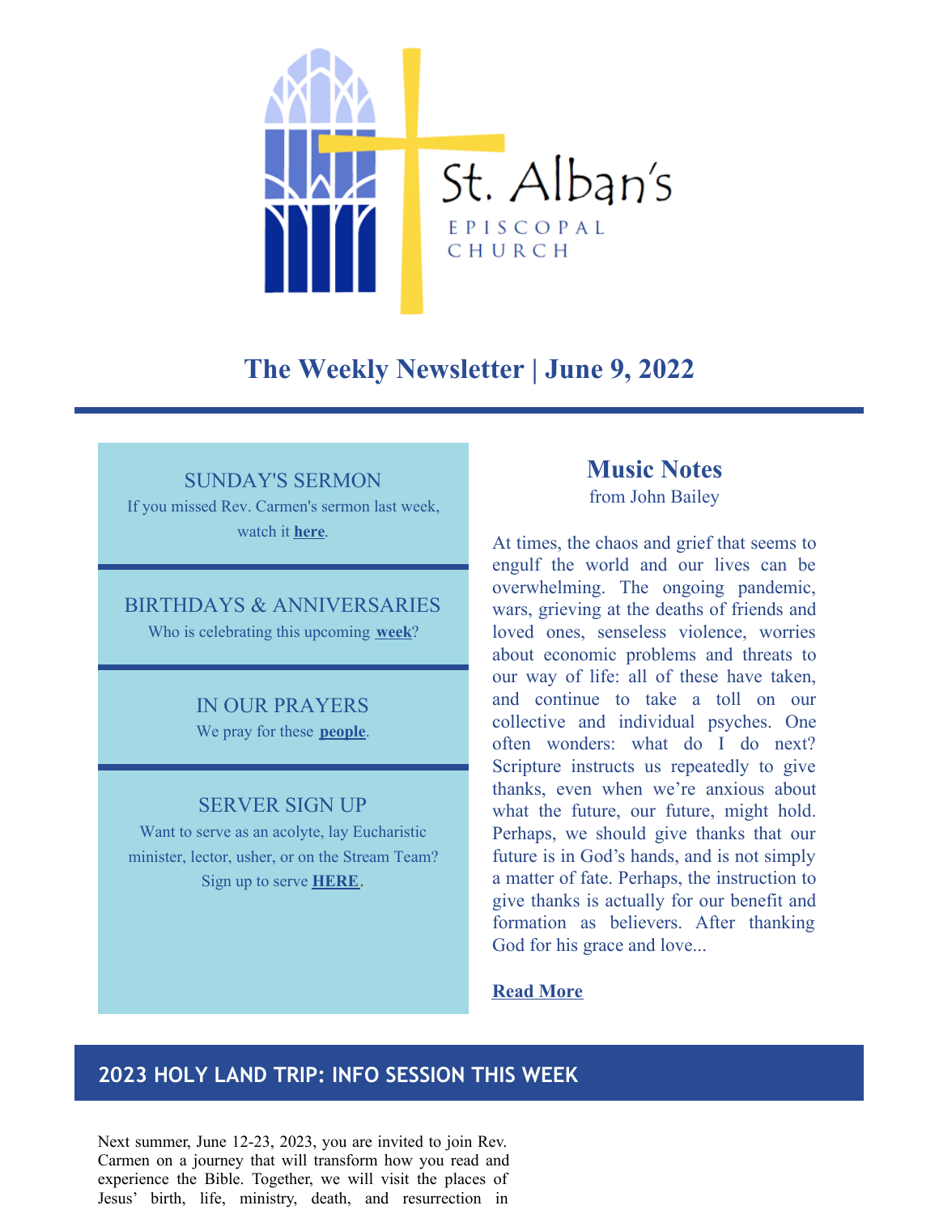St. Alban's

EPISCOPAL CHURCH

# The Weekly Newsletter | June 9, 2022

### SUNDAY'S SERMON

If you missed Rev. Carmen's sermon last week, watch it **here**.

### BIRTHDAYS & ANNIVERSARIES

Who is celebrating this upcoming **week**?

### IN OUR PRAYERS

We pray for these **people**.

### SERVER SIGN UP

Want to serve as an acolyte, lay Eucharistic minister, lector, usher, or on the Stream Team? Sign up to serve **HERE**.

## Music Notes

from John Bailey

At times, the chaos and grief that seems to engulf the world and our lives can be overwhelming. The ongoing pandemic, wars, grieving at the deaths of friends and loved ones, senseless violence, worries about economic problems and threats to our way of life: all of these have taken, and continue to take a toll on our collective and individual psyches. One often wonders: what do I do next? Scripture instructs us repeatedly to give thanks, even when we're anxious about what the future, our future, might hold. Perhaps, we should give thanks that our future is in God's hands, and is not simply a matter of fate. Perhaps, the instruction to give thanks is actually for our benefit and formation as believers. After thanking God for his grace and love...

**Read More**

## 2023 HOLY LAND TRIP: INFO SESSION THIS WEEK

Next summer, June 12-23, 2023, you are invited to join Rev. Carmen on a journey that will transform how you read and experience the Bible. Together, we will visit the places of Jesus' birth, life, ministry, death, and resurrection in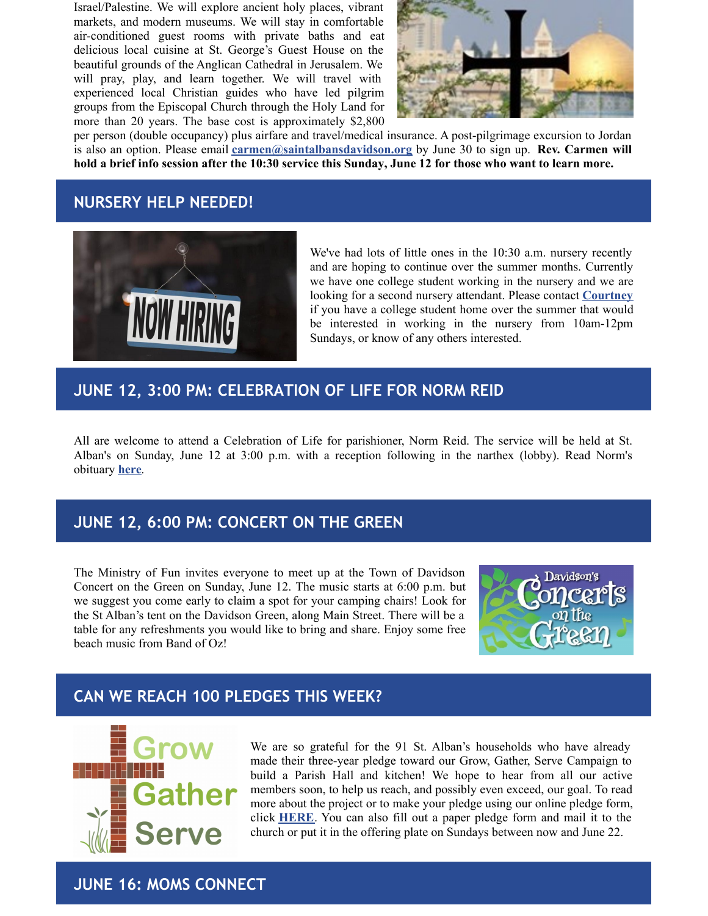Israel/Palestine. We will explore ancient holy places, vibrant markets, and modern museums. We will stay in comfortable air-conditioned guest rooms with private baths and eat delicious local cuisine at St. George's Guest House on the beautiful grounds of the Anglican Cathedral in Jerusalem. We will pray, play, and learn together. We will travel with experienced local Christian guides who have led pilgrim groups from the Episcopal Church through the Holy Land for more than 20 years. The base cost is approximately $2,800 per person (double occupancy) plus airfare and travel/medical insurance. A post-pilgrimage excursion to Jordan is also an option. Please email **carmen@saintalbansdavidson.org** by June 30 to sign up. **Rev. Carmen will hold a brief info session after the 10:30 service this Sunday, June 12 for those who want to learn more.**

## NURSERY HELP NEEDED!

We've had lots of little ones in the 10:30 a.m. nursery recently and are hoping to continue over the summer months. Currently we have one college student working in the nursery and we are looking for a second nursery attendant. Please contact **Courtney** if you have a college student home over the summer that would be interested in working in the nursery from 10am-12pm Sundays, or know of any others interested.

## JUNE 12, 3:00 PM: CELEBRATION OF LIFE FOR NORM REID

All are welcome to attend a Celebration of Life for parishioner, Norm Reid. The service will be held at St. Alban's on Sunday, June 12 at 3:00 p.m. with a reception following in the narthex (lobby). Read Norm's obituary **here**.

## JUNE 12, 6:00 PM: CONCERT ON THE GREEN

The Ministry of Fun invites everyone to meet up at the Town of Davidson Concert on the Green on Sunday, June 12. The music starts at 6:00 p.m. but we suggest you come early to claim a spot for your camping chairs! Look for the St Alban's tent on the Davidson Green, along Main Street. There will be a table for any refreshments you would like to bring and share. Enjoy some free beach music from Band of Oz!

## CAN WE REACH 100 PLEDGES THIS WEEK?

We are so grateful for the 91 St. Alban's households who have already made their three-year pledge toward our Grow, Gather, Serve Campaign to build a Parish Hall and kitchen! We hope to hear from all our active members soon, to help us reach, and possibly even exceed, our goal. To read more about the project or to make your pledge using our online pledge form, click **HERE**. You can also fill out a paper pledge form and mail it to the church or put it in the offering plate on Sundays between now and June 22.

## JUNE 16: MOMS CONNECT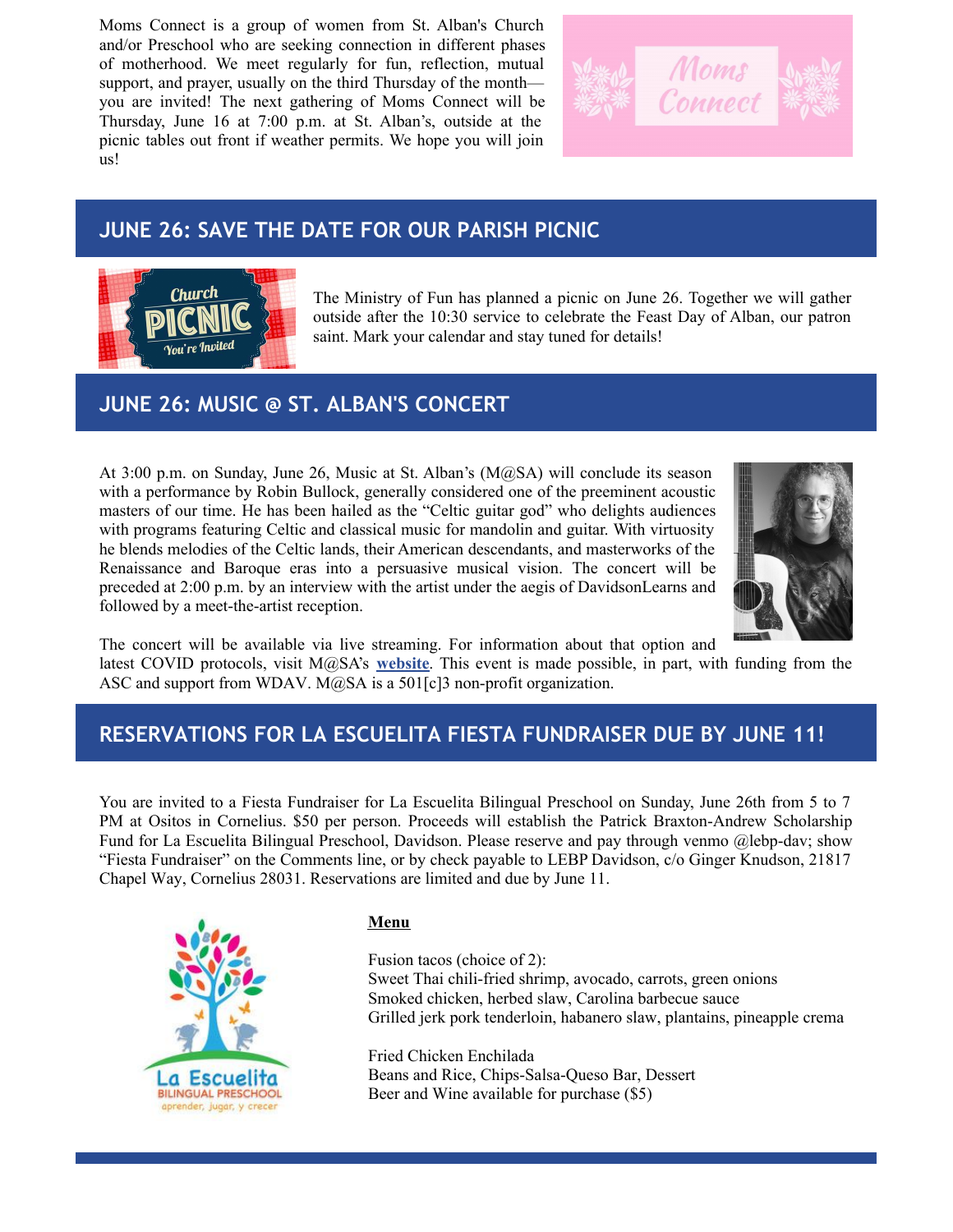Moms Connect is a group of women from St. Alban's Church and/or Preschool who are seeking connection in different phases of motherhood. We meet regularly for fun, reflection, mutual support, and prayer, usually on the third Thursday of the month—you are invited! The next gathering of Moms Connect will be Thursday, June 16 at 7:00 p.m. at St. Alban's, outside at the picnic tables out front if weather permits. We hope you will join us!

## JUNE 26: SAVE THE DATE FOR OUR PARISH PICNIC

The Ministry of Fun has planned a picnic on June 26. Together we will gather outside after the 10:30 service to celebrate the Feast Day of Alban, our patron saint. Mark your calendar and stay tuned for details!

## JUNE 26: MUSIC @ ST. ALBAN'S CONCERT

At 3:00 p.m. on Sunday, June 26, Music at St. Alban's (M@SA) will conclude its season with a performance by Robin Bullock, generally considered one of the preeminent acoustic masters of our time. He has been hailed as the "Celtic guitar god" who delights audiences with programs featuring Celtic and classical music for mandolin and guitar. With virtuosity he blends melodies of the Celtic lands, their American descendants, and masterworks of the Renaissance and Baroque eras into a persuasive musical vision. The concert will be preceded at 2:00 p.m. by an interview with the artist under the aegis of DavidsonLearns and followed by a meet-the-artist reception.

The concert will be available via live streaming. For information about that option and latest COVID protocols, visit M@SA's **website**. This event is made possible, in part, with funding from the ASC and support from WDAV. M@SA is a 501[c]3 non-profit organization.

## RESERVATIONS FOR LA ESCUELITA FIESTA FUNDRAISER DUE BY JUNE 11!

You are invited to a Fiesta Fundraiser for La Escuelita Bilingual Preschool on Sunday, June 26th from 5 to 7 PM at Ositos in Cornelius. $50 per person. Proceeds will establish the Patrick Braxton-Andrew Scholarship Fund for La Escuelita Bilingual Preschool, Davidson. Please reserve and pay through venmo @lebp-dav; show "Fiesta Fundraiser" on the Comments line, or by check payable to LEBP Davidson, c/o Ginger Knudson, 21817 Chapel Way, Cornelius 28031. Reservations are limited and due by June 11.

**Menu**

Fusion tacos (choice of 2):
Sweet Thai chili-fried shrimp, avocado, carrots, green onions
Smoked chicken, herbed slaw, Carolina barbecue sauce
Grilled jerk pork tenderloin, habanero slaw, plantains, pineapple crema

Fried Chicken Enchilada
Beans and Rice, Chips-Salsa-Queso Bar, Dessert
Beer and Wine available for purchase ($5)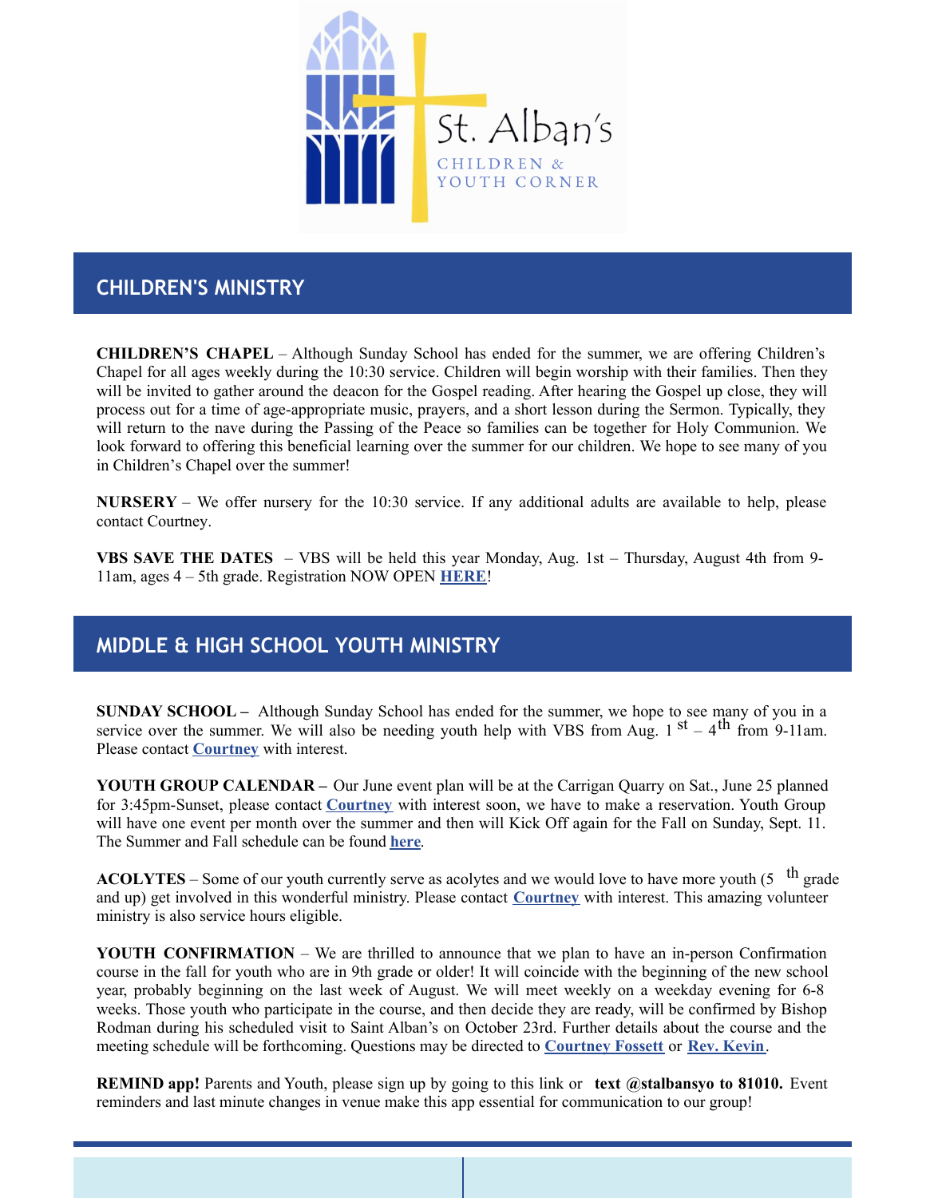St. Alban's
CHILDREN & YOUTH CORNER

## CHILDREN'S MINISTRY

**CHILDREN'S CHAPEL** – Although Sunday School has ended for the summer, we are offering Children's Chapel for all ages weekly during the 10:30 service. Children will begin worship with their families. Then they will be invited to gather around the deacon for the Gospel reading. After hearing the Gospel up close, they will process out for a time of age-appropriate music, prayers, and a short lesson during the Sermon. Typically, they will return to the nave during the Passing of the Peace so families can be together for Holy Communion. We look forward to offering this beneficial learning over the summer for our children. We hope to see many of you in Children's Chapel over the summer!

**NURSERY** – We offer nursery for the 10:30 service. If any additional adults are available to help, please contact Courtney.

**VBS SAVE THE DATES** – VBS will be held this year Monday, Aug. 1st – Thursday, August 4th from 9-11am, ages 4 – 5th grade. Registration NOW OPEN **HERE**!

## MIDDLE & HIGH SCHOOL YOUTH MINISTRY

**SUNDAY SCHOOL –** Although Sunday School has ended for the summer, we hope to see many of you in a service over the summer. We will also be needing youth help with VBS from Aug. 1st – 4th from 9-11am. Please contact **Courtney** with interest.

**YOUTH GROUP CALENDAR –** Our June event plan will be at the Carrigan Quarry on Sat., June 25 planned for 3:45pm-Sunset, please contact **Courtney** with interest soon, we have to make a reservation. Youth Group will have one event per month over the summer and then will Kick Off again for the Fall on Sunday, Sept. 11. The Summer and Fall schedule can be found **here**.

**ACOLYTES** – Some of our youth currently serve as acolytes and we would love to have more youth (5th grade and up) get involved in this wonderful ministry. Please contact **Courtney** with interest. This amazing volunteer ministry is also service hours eligible.

**YOUTH CONFIRMATION** – We are thrilled to announce that we plan to have an in-person Confirmation course in the fall for youth who are in 9th grade or older! It will coincide with the beginning of the new school year, probably beginning on the last week of August. We will meet weekly on a weekday evening for 6-8 weeks. Those youth who participate in the course, and then decide they are ready, will be confirmed by Bishop Rodman during his scheduled visit to Saint Alban's on October 23rd. Further details about the course and the meeting schedule will be forthcoming. Questions may be directed to **Courtney Fossett** or **Rev. Kevin**.

**REMIND app!** Parents and Youth, please sign up by going to this link or **text @stalbansyo to 81010.** Event reminders and last minute changes in venue make this app essential for communication to our group!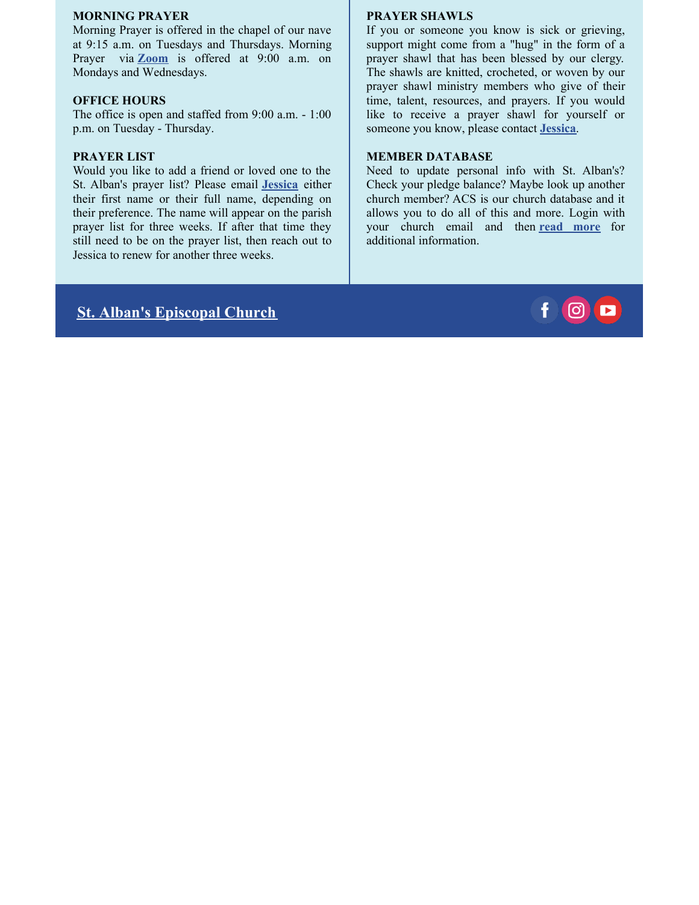## MORNING PRAYER

Morning Prayer is offered in the chapel of our nave at 9:15 a.m. on Tuesdays and Thursdays. Morning Prayer via **Zoom** is offered at 9:00 a.m. on Mondays and Wednesdays.

## OFFICE HOURS

The office is open and staffed from 9:00 a.m. - 1:00 p.m. on Tuesday - Thursday.

## PRAYER LIST

Would you like to add a friend or loved one to the St. Alban's prayer list? Please email **Jessica** either their first name or their full name, depending on their preference. The name will appear on the parish prayer list for three weeks. If after that time they still need to be on the prayer list, then reach out to Jessica to renew for another three weeks.

## PRAYER SHAWLS

If you or someone you know is sick or grieving, support might come from a "hug" in the form of a prayer shawl that has been blessed by our clergy. The shawls are knitted, crocheted, or woven by our prayer shawl ministry members who give of their time, talent, resources, and prayers. If you would like to receive a prayer shawl for yourself or someone you know, please contact **Jessica**.

## MEMBER DATABASE

Need to update personal info with St. Alban's? Check your pledge balance? Maybe look up another church member? ACS is our church database and it allows you to do all of this and more. Login with your church email and then **read more** for additional information.

**St. Alban's Episcopal Church**